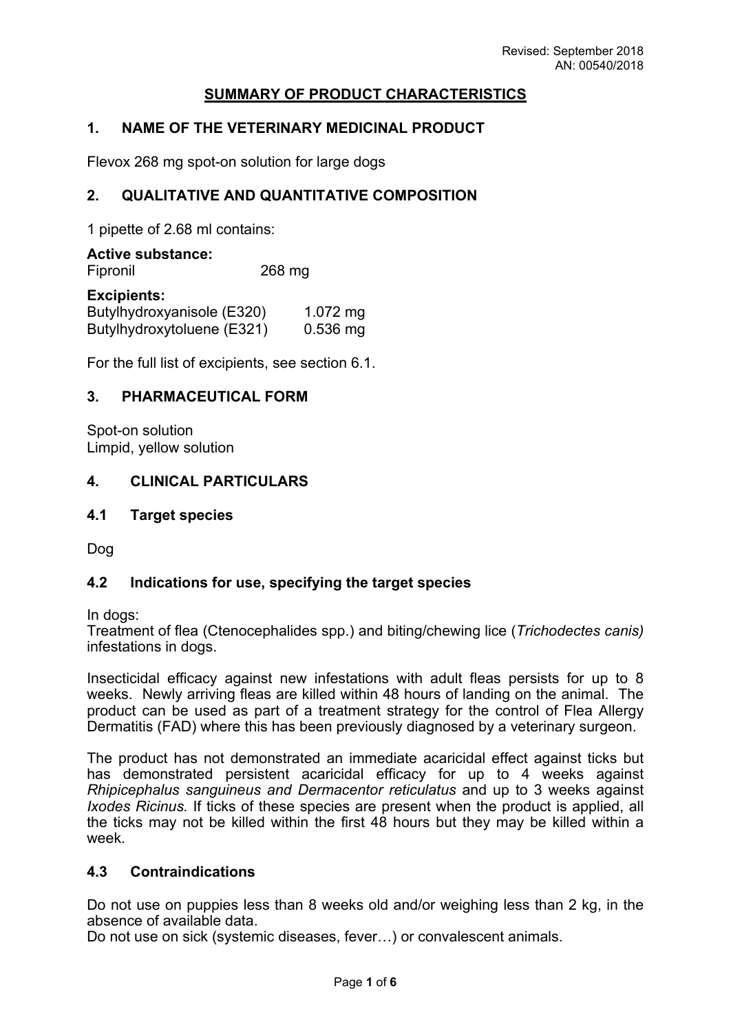Revised: September 2018
AN: 00540/2018

# SUMMARY OF PRODUCT CHARACTERISTICS

## 1. NAME OF THE VETERINARY MEDICINAL PRODUCT

Flevox 268 mg spot-on solution for large dogs

## 2. QUALITATIVE AND QUANTITATIVE COMPOSITION

1 pipette of 2.68 ml contains:

**Active substance:**
Fipronil 268 mg

**Excipients:**

| | |
|---|---|
| Butylhydroxyanisole (E320) | 1.072 mg |
| Butylhydroxytoluene (E321) | 0.536 mg |

For the full list of excipients, see section 6.1.

## 3. PHARMACEUTICAL FORM

Spot-on solution
Limpid, yellow solution

## 4. CLINICAL PARTICULARS

### 4.1 Target species

Dog

### 4.2 Indications for use, specifying the target species

In dogs:
Treatment of flea (Ctenocephalides spp.) and biting/chewing lice (*Trichodectes canis)* infestations in dogs.

Insecticidal efficacy against new infestations with adult fleas persists for up to 8 weeks. Newly arriving fleas are killed within 48 hours of landing on the animal. The product can be used as part of a treatment strategy for the control of Flea Allergy Dermatitis (FAD) where this has been previously diagnosed by a veterinary surgeon.

The product has not demonstrated an immediate acaricidal effect against ticks but has demonstrated persistent acaricidal efficacy for up to 4 weeks against *Rhipicephalus sanguineus and Dermacentor reticulatus* and up to 3 weeks against *Ixodes Ricinus.* If ticks of these species are present when the product is applied, all the ticks may not be killed within the first 48 hours but they may be killed within a week.

### 4.3 Contraindications

Do not use on puppies less than 8 weeks old and/or weighing less than 2 kg, in the absence of available data.
Do not use on sick (systemic diseases, fever…) or convalescent animals.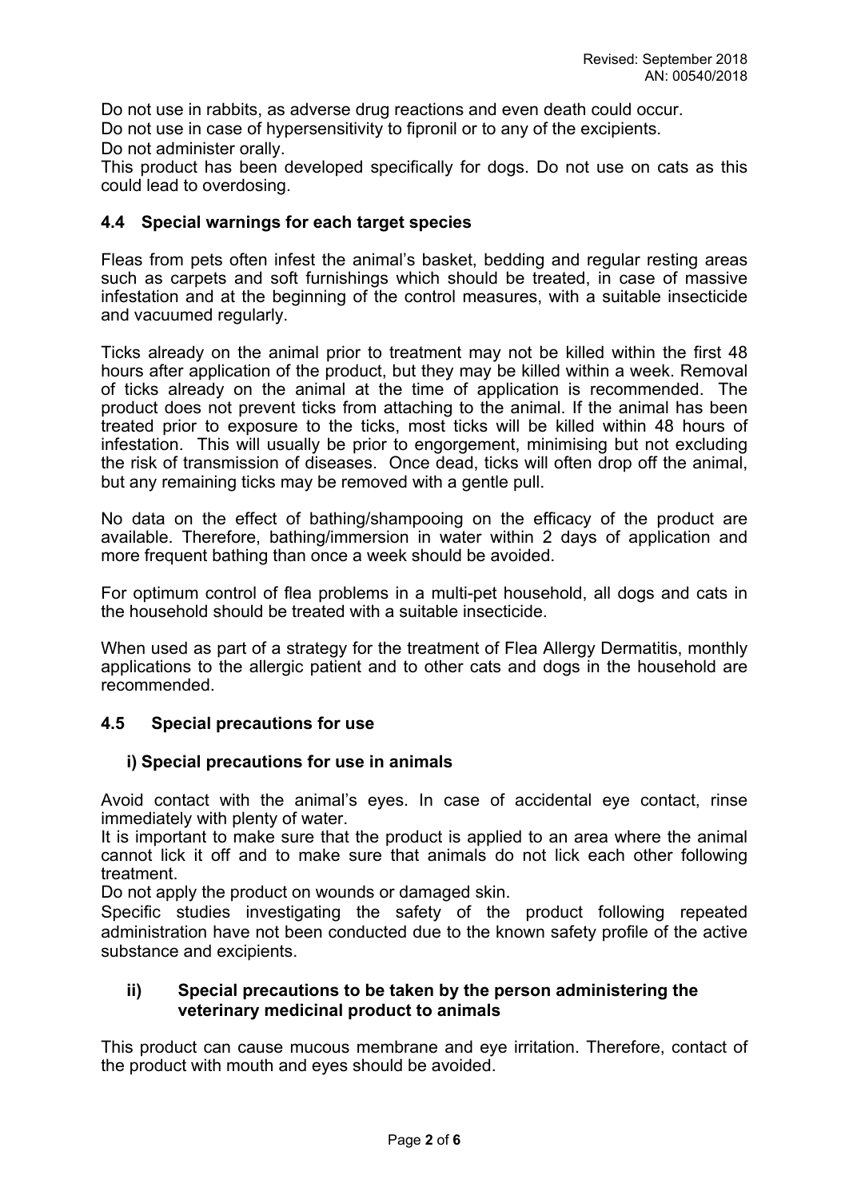Do not use in rabbits, as adverse drug reactions and even death could occur.
Do not use in case of hypersensitivity to fipronil or to any of the excipients.
Do not administer orally.
This product has been developed specifically for dogs. Do not use on cats as this could lead to overdosing.

### 4.4 Special warnings for each target species

Fleas from pets often infest the animal's basket, bedding and regular resting areas such as carpets and soft furnishings which should be treated, in case of massive infestation and at the beginning of the control measures, with a suitable insecticide and vacuumed regularly.

Ticks already on the animal prior to treatment may not be killed within the first 48 hours after application of the product, but they may be killed within a week. Removal of ticks already on the animal at the time of application is recommended. The product does not prevent ticks from attaching to the animal. If the animal has been treated prior to exposure to the ticks, most ticks will be killed within 48 hours of infestation. This will usually be prior to engorgement, minimising but not excluding the risk of transmission of diseases. Once dead, ticks will often drop off the animal, but any remaining ticks may be removed with a gentle pull.

No data on the effect of bathing/shampooing on the efficacy of the product are available. Therefore, bathing/immersion in water within 2 days of application and more frequent bathing than once a week should be avoided.

For optimum control of flea problems in a multi-pet household, all dogs and cats in the household should be treated with a suitable insecticide.

When used as part of a strategy for the treatment of Flea Allergy Dermatitis, monthly applications to the allergic patient and to other cats and dogs in the household are recommended.

### 4.5 Special precautions for use

#### i) Special precautions for use in animals

Avoid contact with the animal's eyes. In case of accidental eye contact, rinse immediately with plenty of water.
It is important to make sure that the product is applied to an area where the animal cannot lick it off and to make sure that animals do not lick each other following treatment.
Do not apply the product on wounds or damaged skin.
Specific studies investigating the safety of the product following repeated administration have not been conducted due to the known safety profile of the active substance and excipients.

#### ii) Special precautions to be taken by the person administering the veterinary medicinal product to animals

This product can cause mucous membrane and eye irritation. Therefore, contact of the product with mouth and eyes should be avoided.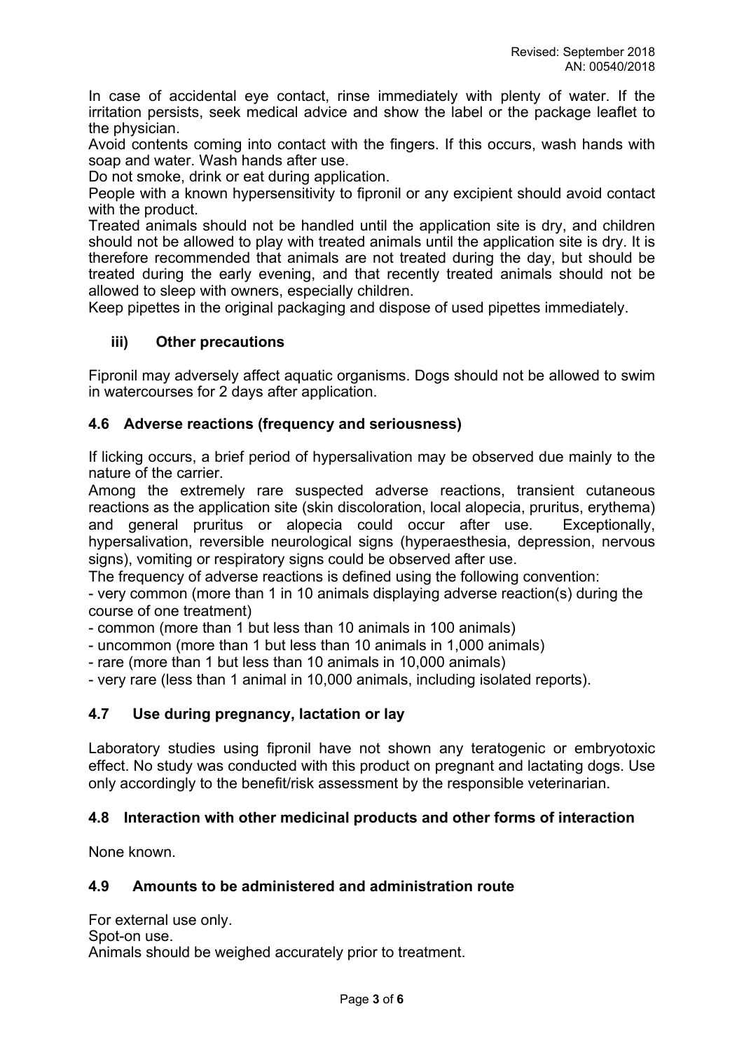In case of accidental eye contact, rinse immediately with plenty of water. If the irritation persists, seek medical advice and show the label or the package leaflet to the physician.
Avoid contents coming into contact with the fingers. If this occurs, wash hands with soap and water. Wash hands after use.
Do not smoke, drink or eat during application.
People with a known hypersensitivity to fipronil or any excipient should avoid contact with the product.
Treated animals should not be handled until the application site is dry, and children should not be allowed to play with treated animals until the application site is dry. It is therefore recommended that animals are not treated during the day, but should be treated during the early evening, and that recently treated animals should not be allowed to sleep with owners, especially children.
Keep pipettes in the original packaging and dispose of used pipettes immediately.

### iii) Other precautions

Fipronil may adversely affect aquatic organisms. Dogs should not be allowed to swim in watercourses for 2 days after application.

## 4.6 Adverse reactions (frequency and seriousness)

If licking occurs, a brief period of hypersalivation may be observed due mainly to the nature of the carrier.
Among the extremely rare suspected adverse reactions, transient cutaneous reactions as the application site (skin discoloration, local alopecia, pruritus, erythema) and general pruritus or alopecia could occur after use. Exceptionally, hypersalivation, reversible neurological signs (hyperaesthesia, depression, nervous signs), vomiting or respiratory signs could be observed after use.
The frequency of adverse reactions is defined using the following convention:
- very common (more than 1 in 10 animals displaying adverse reaction(s) during the course of one treatment)
- common (more than 1 but less than 10 animals in 100 animals)
- uncommon (more than 1 but less than 10 animals in 1,000 animals)
- rare (more than 1 but less than 10 animals in 10,000 animals)
- very rare (less than 1 animal in 10,000 animals, including isolated reports).

## 4.7 Use during pregnancy, lactation or lay

Laboratory studies using fipronil have not shown any teratogenic or embryotoxic effect. No study was conducted with this product on pregnant and lactating dogs. Use only accordingly to the benefit/risk assessment by the responsible veterinarian.

## 4.8 Interaction with other medicinal products and other forms of interaction

None known.

## 4.9 Amounts to be administered and administration route

For external use only.
Spot-on use.
Animals should be weighed accurately prior to treatment.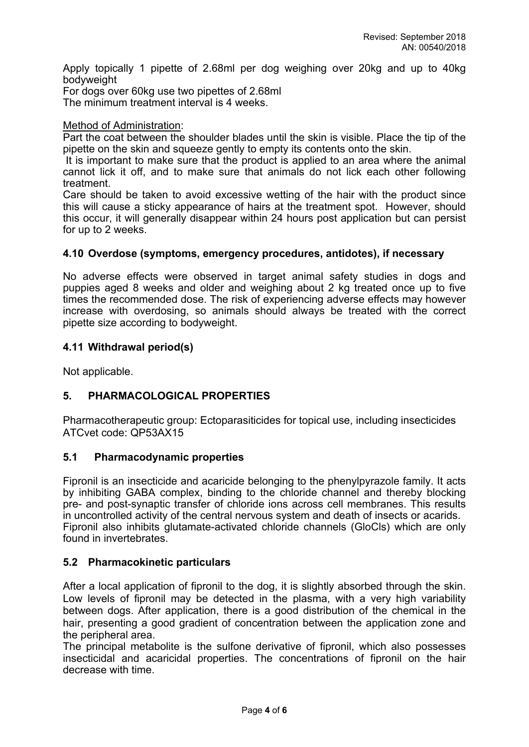Apply topically 1 pipette of 2.68ml per dog weighing over 20kg and up to 40kg bodyweight

For dogs over 60kg use two pipettes of 2.68ml

The minimum treatment interval is 4 weeks.

Method of Administration:

Part the coat between the shoulder blades until the skin is visible. Place the tip of the pipette on the skin and squeeze gently to empty its contents onto the skin.

It is important to make sure that the product is applied to an area where the animal cannot lick it off, and to make sure that animals do not lick each other following treatment.

Care should be taken to avoid excessive wetting of the hair with the product since this will cause a sticky appearance of hairs at the treatment spot. However, should this occur, it will generally disappear within 24 hours post application but can persist for up to 2 weeks.

### 4.10 Overdose (symptoms, emergency procedures, antidotes), if necessary

No adverse effects were observed in target animal safety studies in dogs and puppies aged 8 weeks and older and weighing about 2 kg treated once up to five times the recommended dose. The risk of experiencing adverse effects may however increase with overdosing, so animals should always be treated with the correct pipette size according to bodyweight.

### 4.11 Withdrawal period(s)

Not applicable.

## 5. PHARMACOLOGICAL PROPERTIES

Pharmacotherapeutic group: Ectoparasiticides for topical use, including insecticides
ATCvet code: QP53AX15

### 5.1 Pharmacodynamic properties

Fipronil is an insecticide and acaricide belonging to the phenylpyrazole family. It acts by inhibiting GABA complex, binding to the chloride channel and thereby blocking pre- and post-synaptic transfer of chloride ions across cell membranes. This results in uncontrolled activity of the central nervous system and death of insects or acarids.
Fipronil also inhibits glutamate-activated chloride channels (GloCls) which are only found in invertebrates.

### 5.2 Pharmacokinetic particulars

After a local application of fipronil to the dog, it is slightly absorbed through the skin. Low levels of fipronil may be detected in the plasma, with a very high variability between dogs. After application, there is a good distribution of the chemical in the hair, presenting a good gradient of concentration between the application zone and the peripheral area.

The principal metabolite is the sulfone derivative of fipronil, which also possesses insecticidal and acaricidal properties. The concentrations of fipronil on the hair decrease with time.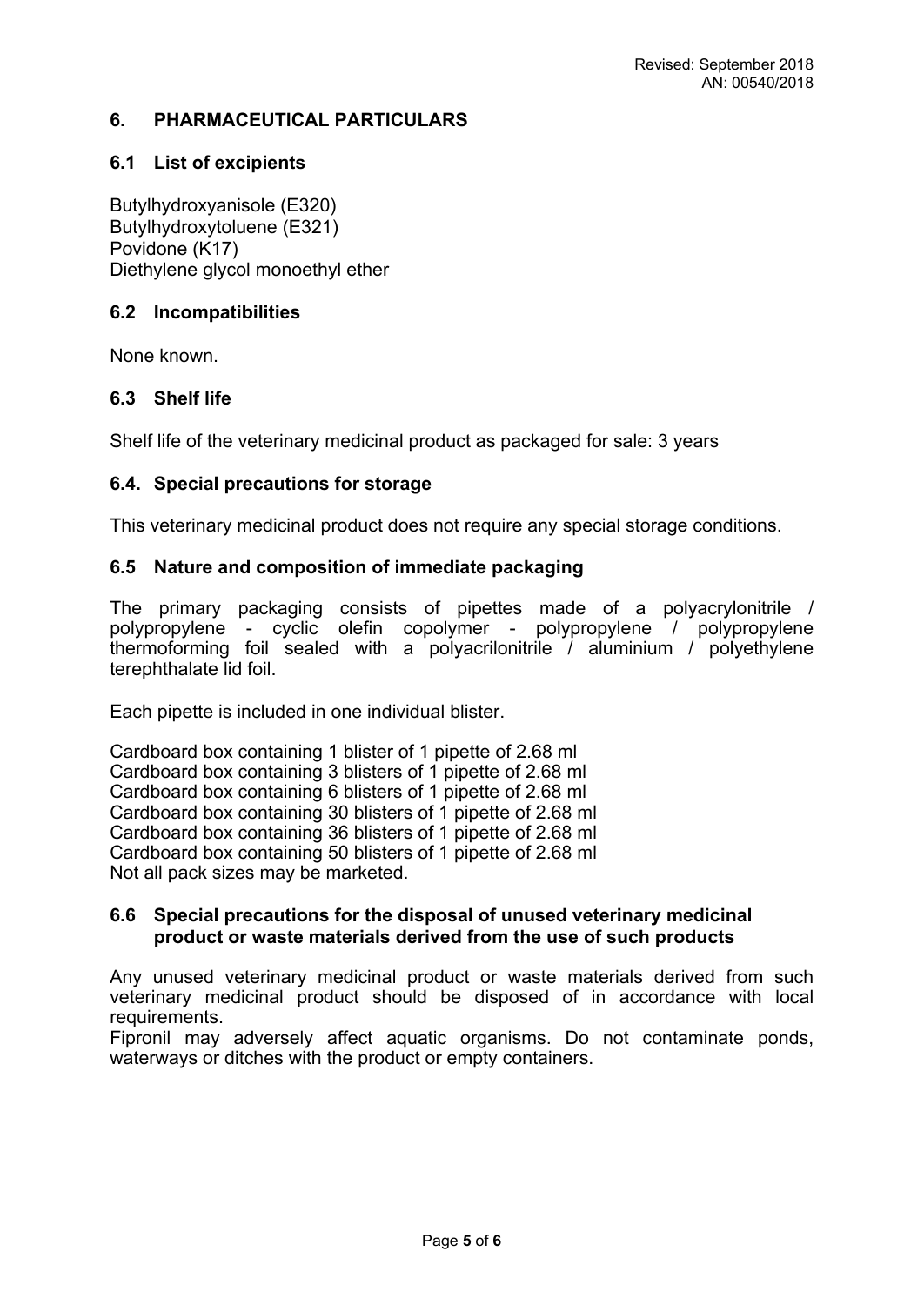## 6. PHARMACEUTICAL PARTICULARS

### 6.1 List of excipients

Butylhydroxyanisole (E320)
Butylhydroxytoluene (E321)
Povidone (K17)
Diethylene glycol monoethyl ether

### 6.2 Incompatibilities

None known.

### 6.3 Shelf life

Shelf life of the veterinary medicinal product as packaged for sale: 3 years

### 6.4. Special precautions for storage

This veterinary medicinal product does not require any special storage conditions.

### 6.5 Nature and composition of immediate packaging

The primary packaging consists of pipettes made of a polyacrylonitrile / polypropylene - cyclic olefin copolymer - polypropylene / polypropylene thermoforming foil sealed with a polyacrilonitrile / aluminium / polyethylene terephthalate lid foil.

Each pipette is included in one individual blister.

Cardboard box containing 1 blister of 1 pipette of 2.68 ml
Cardboard box containing 3 blisters of 1 pipette of 2.68 ml
Cardboard box containing 6 blisters of 1 pipette of 2.68 ml
Cardboard box containing 30 blisters of 1 pipette of 2.68 ml
Cardboard box containing 36 blisters of 1 pipette of 2.68 ml
Cardboard box containing 50 blisters of 1 pipette of 2.68 ml
Not all pack sizes may be marketed.

### 6.6 Special precautions for the disposal of unused veterinary medicinal product or waste materials derived from the use of such products

Any unused veterinary medicinal product or waste materials derived from such veterinary medicinal product should be disposed of in accordance with local requirements.
Fipronil may adversely affect aquatic organisms. Do not contaminate ponds, waterways or ditches with the product or empty containers.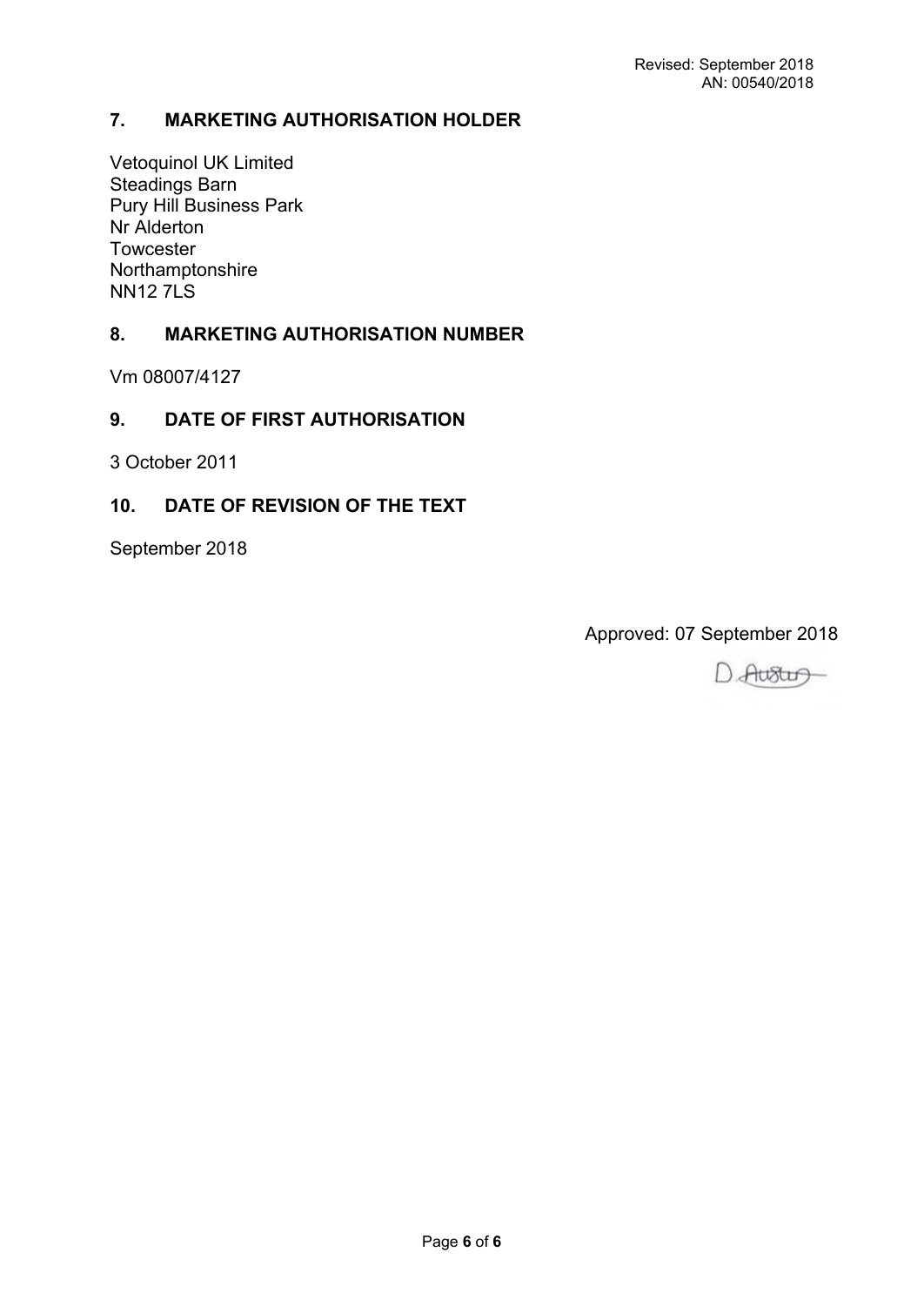Revised: September 2018
AN: 00540/2018

## 7. MARKETING AUTHORISATION HOLDER

Vetoquinol UK Limited
Steadings Barn
Pury Hill Business Park
Nr Alderton
Towcester
Northamptonshire
NN12 7LS

## 8. MARKETING AUTHORISATION NUMBER

Vm 08007/4127

## 9. DATE OF FIRST AUTHORISATION

3 October 2011

## 10. DATE OF REVISION OF THE TEXT

September 2018

Approved: 07 September 2018

D Austin